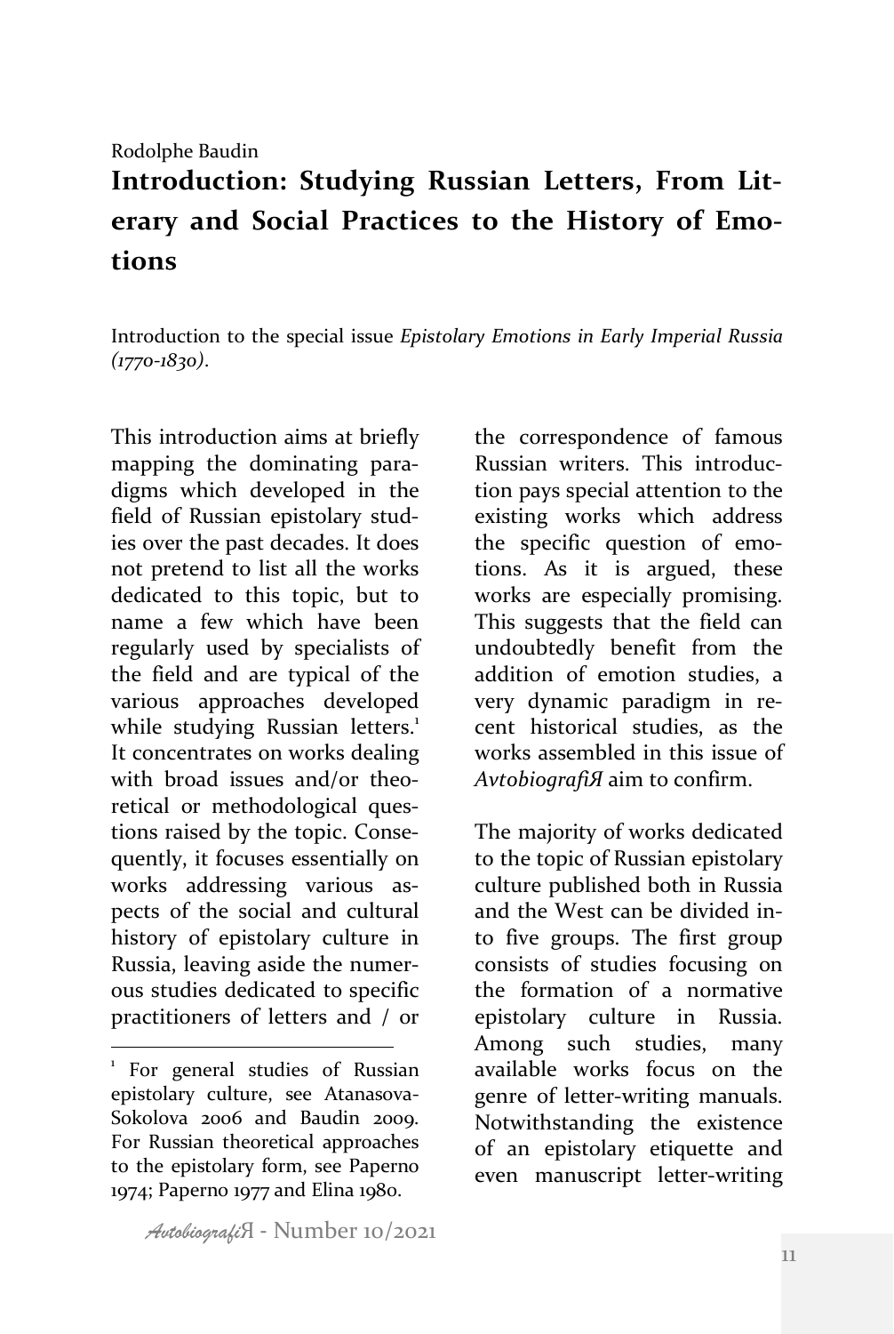Rodolphe Baudin

# Introduction: Studying Russian Letters, From Literary and Social Practices to the History of Emotions

Introduction to the special issue *Epistolary Emotions in Early Imperial Russia (1770-1830)*.

This introduction aims at briefly mapping the dominating paradigms which developed in the field of Russian epistolary studies over the past decades. It does not pretend to list all the works dedicated to this topic, but to name a few which have been regularly used by specialists of the field and are typical of the various approaches developed while studying Russian letters.[1] It concentrates on works dealing with broad issues and/or theoretical or methodological questions raised by the topic. Consequently, it focuses essentially on works addressing various aspects of the social and cultural history of epistolary culture in Russia, leaving aside the numerous studies dedicated to specific practitioners of letters and / or the correspondence of famous Russian writers. This introduction pays special attention to the existing works which address the specific question of emotions. As it is argued, these works are especially promising. This suggests that the field can undoubtedly benefit from the addition of emotion studies, a very dynamic paradigm in recent historical studies, as the works assembled in this issue of *AvtobiografiЯ* aim to confirm.

The majority of works dedicated to the topic of Russian epistolary culture published both in Russia and the West can be divided into five groups. The first group consists of studies focusing on the formation of a normative epistolary culture in Russia. Among such studies, many available works focus on the genre of letter-writing manuals. Notwithstanding the existence of an epistolary etiquette and even manuscript letter-writing

[1] For general studies of Russian epistolary culture, see Atanasova-Sokolova 2006 and Baudin 2009. For Russian theoretical approaches to the epistolary form, see Paperno 1974; Paperno 1977 and Elina 1980.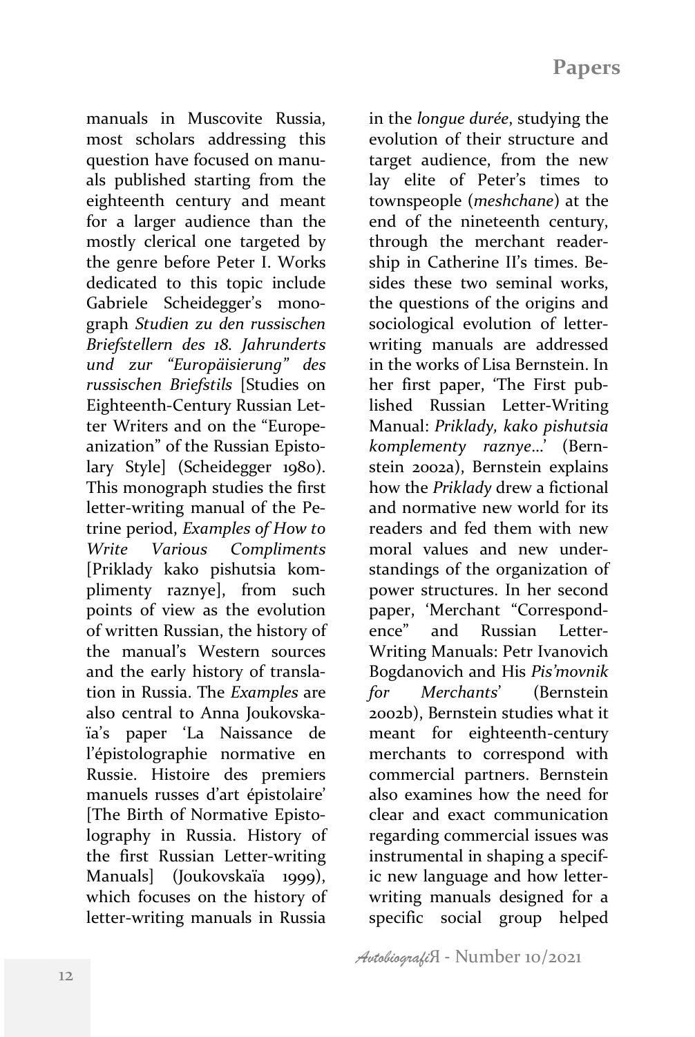manuals in Muscovite Russia, most scholars addressing this question have focused on manuals published starting from the eighteenth century and meant for a larger audience than the mostly clerical one targeted by the genre before Peter I. Works dedicated to this topic include Gabriele Scheidegger's monograph *Studien zu den russischen Briefstellern des 18. Jahrunderts und zur "Europäisierung" des russischen Briefstils* [Studies on Eighteenth-Century Russian Letter Writers and on the "Europeanization" of the Russian Epistolary Style] (Scheidegger 1980). This monograph studies the first letter-writing manual of the Petrine period, *Examples of How to Write Various Compliments* [Priklady kako pishutsia komplimenty raznye], from such points of view as the evolution of written Russian, the history of the manual's Western sources and the early history of translation in Russia. The *Examples* are also central to Anna Joukovskaïa's paper 'La Naissance de l'épistolographie normative en Russie. Histoire des premiers manuels russes d'art épistolaire' [The Birth of Normative Epistolography in Russia. History of the first Russian Letter-writing Manuals] (Joukovskaïa 1999), which focuses on the history of letter-writing manuals in Russia in the *longue durée*, studying the evolution of their structure and target audience, from the new lay elite of Peter's times to townspeople (*meshchane*) at the end of the nineteenth century, through the merchant readership in Catherine II's times. Besides these two seminal works, the questions of the origins and sociological evolution of letter-writing manuals are addressed in the works of Lisa Bernstein. In her first paper, 'The First published Russian Letter-Writing Manual: *Priklady, kako pishutsia komplementy raznye*...' (Bernstein 2002a), Bernstein explains how the *Priklady* drew a fictional and normative new world for its readers and fed them with new moral values and new understandings of the organization of power structures. In her second paper, 'Merchant "Correspondence" and Russian Letter-Writing Manuals: Petr Ivanovich Bogdanovich and His *Pis'movnik for Merchants*' (Bernstein 2002b), Bernstein studies what it meant for eighteenth-century merchants to correspond with commercial partners. Bernstein also examines how the need for clear and exact communication regarding commercial issues was instrumental in shaping a specific new language and how letter-writing manuals designed for a specific social group helped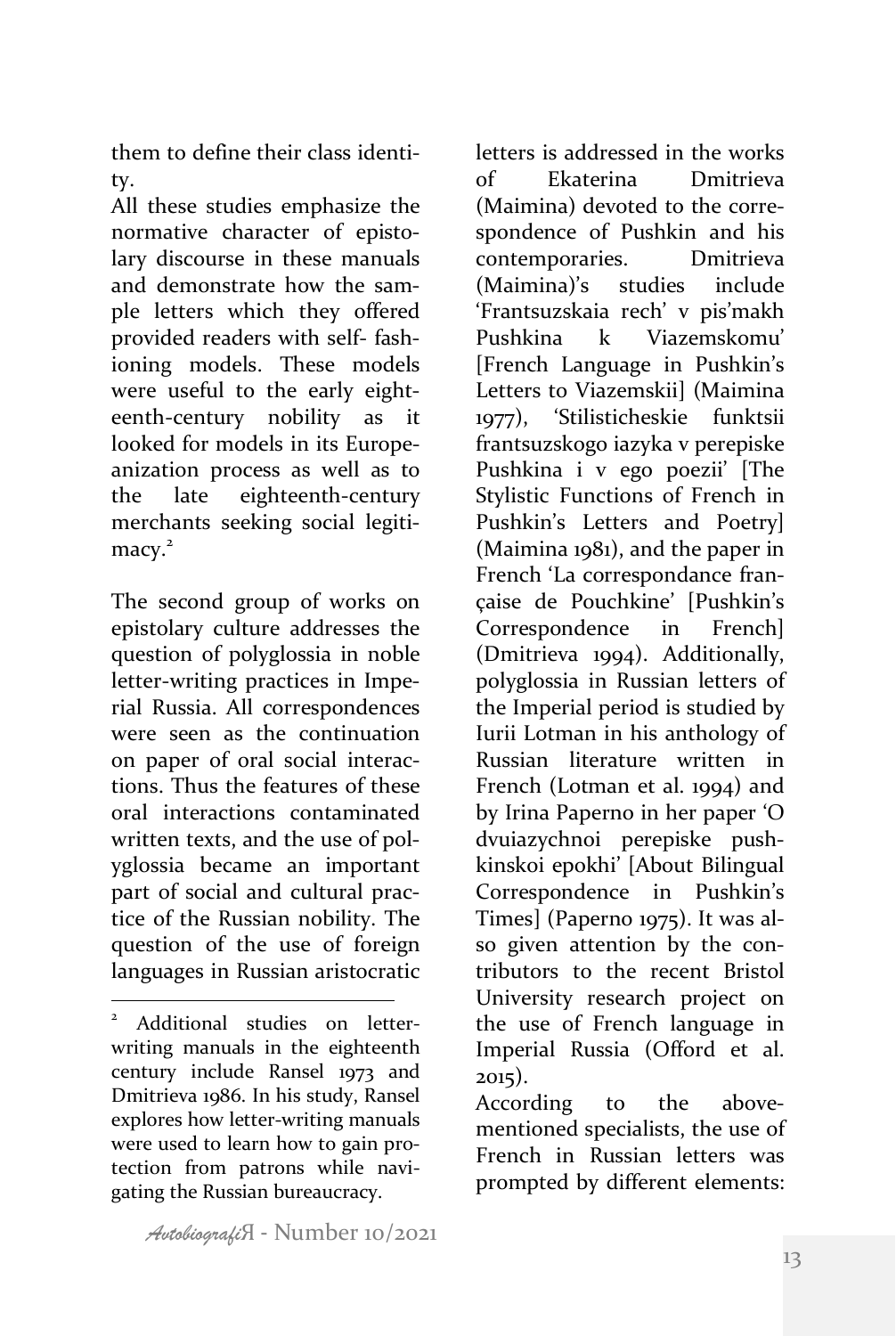them to define their class identity.

All these studies emphasize the normative character of epistolary discourse in these manuals and demonstrate how the sample letters which they offered provided readers with self- fashioning models. These models were useful to the early eighteenth-century nobility as it looked for models in its Europeanization process as well as to the late eighteenth-century merchants seeking social legitimacy.[2]

The second group of works on epistolary culture addresses the question of polyglossia in noble letter-writing practices in Imperial Russia. All correspondences were seen as the continuation on paper of oral social interactions. Thus the features of these oral interactions contaminated written texts, and the use of polyglossia became an important part of social and cultural practice of the Russian nobility. The question of the use of foreign languages in Russian aristocratic letters is addressed in the works of Ekaterina Dmitrieva (Maimina) devoted to the correspondence of Pushkin and his contemporaries. Dmitrieva (Maimina)'s studies include 'Frantsuzskaia rech' v pis'makh Pushkina k Viazemskomu' [French Language in Pushkin's Letters to Viazemskii] (Maimina 1977), 'Stilisticheskie funktsii frantsuzskogo iazyka v perepiske Pushkina i v ego poezii' [The Stylistic Functions of French in Pushkin's Letters and Poetry] (Maimina 1981), and the paper in French 'La correspondance française de Pouchkine' [Pushkin's Correspondence in French] (Dmitrieva 1994). Additionally, polyglossia in Russian letters of the Imperial period is studied by Iurii Lotman in his anthology of Russian literature written in French (Lotman et al. 1994) and by Irina Paperno in her paper 'O dvuiazychnoi perepiske pushkinskoi epokhi' [About Bilingual Correspondence in Pushkin's Times] (Paperno 1975). It was also given attention by the contributors to the recent Bristol University research project on the use of French language in Imperial Russia (Offord et al. 2015).

According to the above-mentioned specialists, the use of French in Russian letters was prompted by different elements:

[2] Additional studies on letter-writing manuals in the eighteenth century include Ransel 1973 and Dmitrieva 1986. In his study, Ransel explores how letter-writing manuals were used to learn how to gain protection from patrons while navigating the Russian bureaucracy.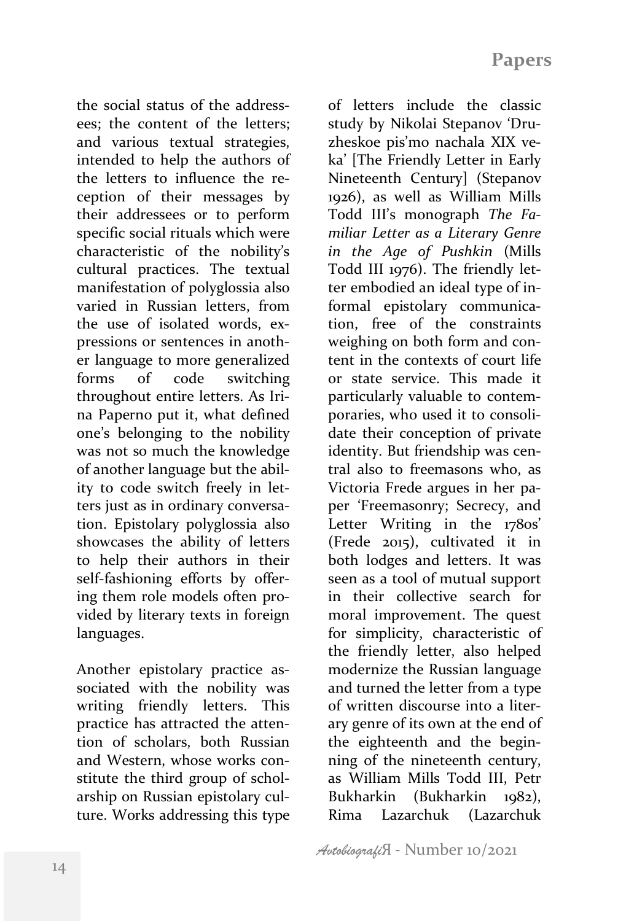the social status of the addressees; the content of the letters; and various textual strategies, intended to help the authors of the letters to influence the reception of their messages by their addressees or to perform specific social rituals which were characteristic of the nobility's cultural practices. The textual manifestation of polyglossia also varied in Russian letters, from the use of isolated words, expressions or sentences in another language to more generalized forms of code switching throughout entire letters. As Irina Paperno put it, what defined one's belonging to the nobility was not so much the knowledge of another language but the ability to code switch freely in letters just as in ordinary conversation. Epistolary polyglossia also showcases the ability of letters to help their authors in their self-fashioning efforts by offering them role models often provided by literary texts in foreign languages.

Another epistolary practice associated with the nobility was writing friendly letters. This practice has attracted the attention of scholars, both Russian and Western, whose works constitute the third group of scholarship on Russian epistolary culture. Works addressing this type of letters include the classic study by Nikolai Stepanov 'Druzheskoe pis'mo nachala XIX veka' [The Friendly Letter in Early Nineteenth Century] (Stepanov 1926), as well as William Mills Todd III's monograph *The Familiar Letter as a Literary Genre in the Age of Pushkin* (Mills Todd III 1976). The friendly letter embodied an ideal type of informal epistolary communication, free of the constraints weighing on both form and content in the contexts of court life or state service. This made it particularly valuable to contemporaries, who used it to consolidate their conception of private identity. But friendship was central also to freemasons who, as Victoria Frede argues in her paper 'Freemasonry; Secrecy, and Letter Writing in the 1780s' (Frede 2015), cultivated it in both lodges and letters. It was seen as a tool of mutual support in their collective search for moral improvement. The quest for simplicity, characteristic of the friendly letter, also helped modernize the Russian language and turned the letter from a type of written discourse into a literary genre of its own at the end of the eighteenth and the beginning of the nineteenth century, as William Mills Todd III, Petr Bukharkin (Bukharkin 1982), Rima Lazarchuk (Lazarchuk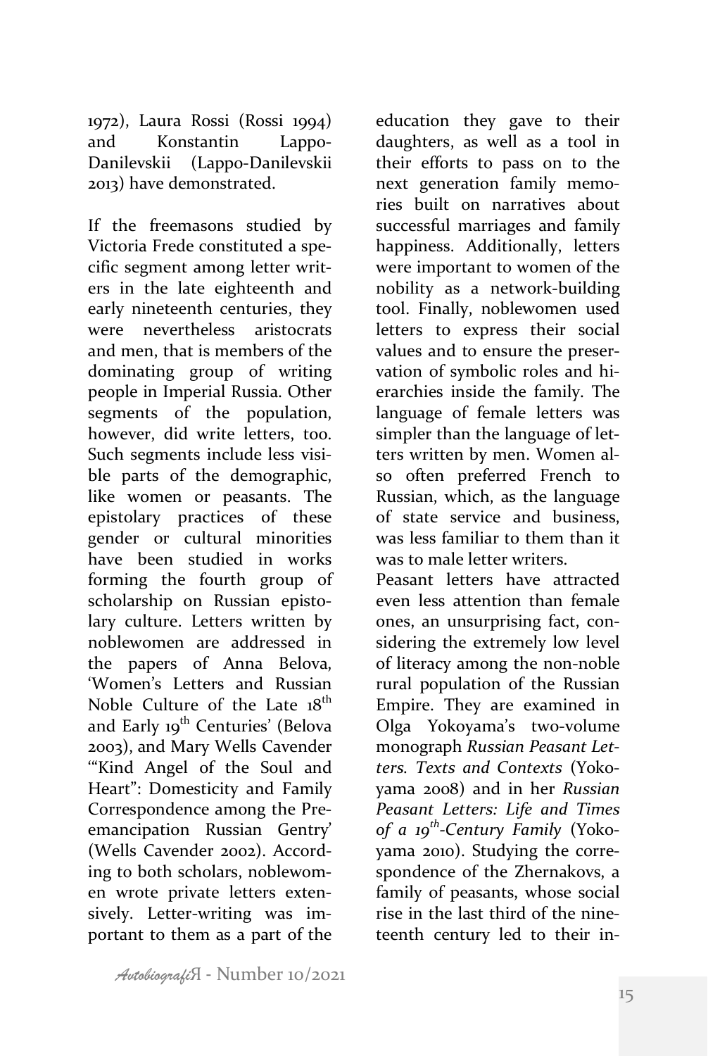1972), Laura Rossi (Rossi 1994) and Konstantin Lappo-Danilevskii (Lappo-Danilevskii 2013) have demonstrated.

If the freemasons studied by Victoria Frede constituted a specific segment among letter writers in the late eighteenth and early nineteenth centuries, they were nevertheless aristocrats and men, that is members of the dominating group of writing people in Imperial Russia. Other segments of the population, however, did write letters, too. Such segments include less visible parts of the demographic, like women or peasants. The epistolary practices of these gender or cultural minorities have been studied in works forming the fourth group of scholarship on Russian epistolary culture. Letters written by noblewomen are addressed in the papers of Anna Belova, 'Women's Letters and Russian Noble Culture of the Late 18th and Early 19th Centuries' (Belova 2003), and Mary Wells Cavender '"Kind Angel of the Soul and Heart": Domesticity and Family Correspondence among the Pre-emancipation Russian Gentry' (Wells Cavender 2002). According to both scholars, noblewomen wrote private letters extensively. Letter-writing was important to them as a part of the education they gave to their daughters, as well as a tool in their efforts to pass on to the next generation family memories built on narratives about successful marriages and family happiness. Additionally, letters were important to women of the nobility as a network-building tool. Finally, noblewomen used letters to express their social values and to ensure the preservation of symbolic roles and hierarchies inside the family. The language of female letters was simpler than the language of letters written by men. Women also often preferred French to Russian, which, as the language of state service and business, was less familiar to them than it was to male letter writers.

Peasant letters have attracted even less attention than female ones, an unsurprising fact, considering the extremely low level of literacy among the non-noble rural population of the Russian Empire. They are examined in Olga Yokoyama's two-volume monograph *Russian Peasant Letters. Texts and Contexts* (Yokoyama 2008) and in her *Russian Peasant Letters: Life and Times of a 19th-Century Family* (Yokoyama 2010). Studying the correspondence of the Zhernakovs, a family of peasants, whose social rise in the last third of the nineteenth century led to their in-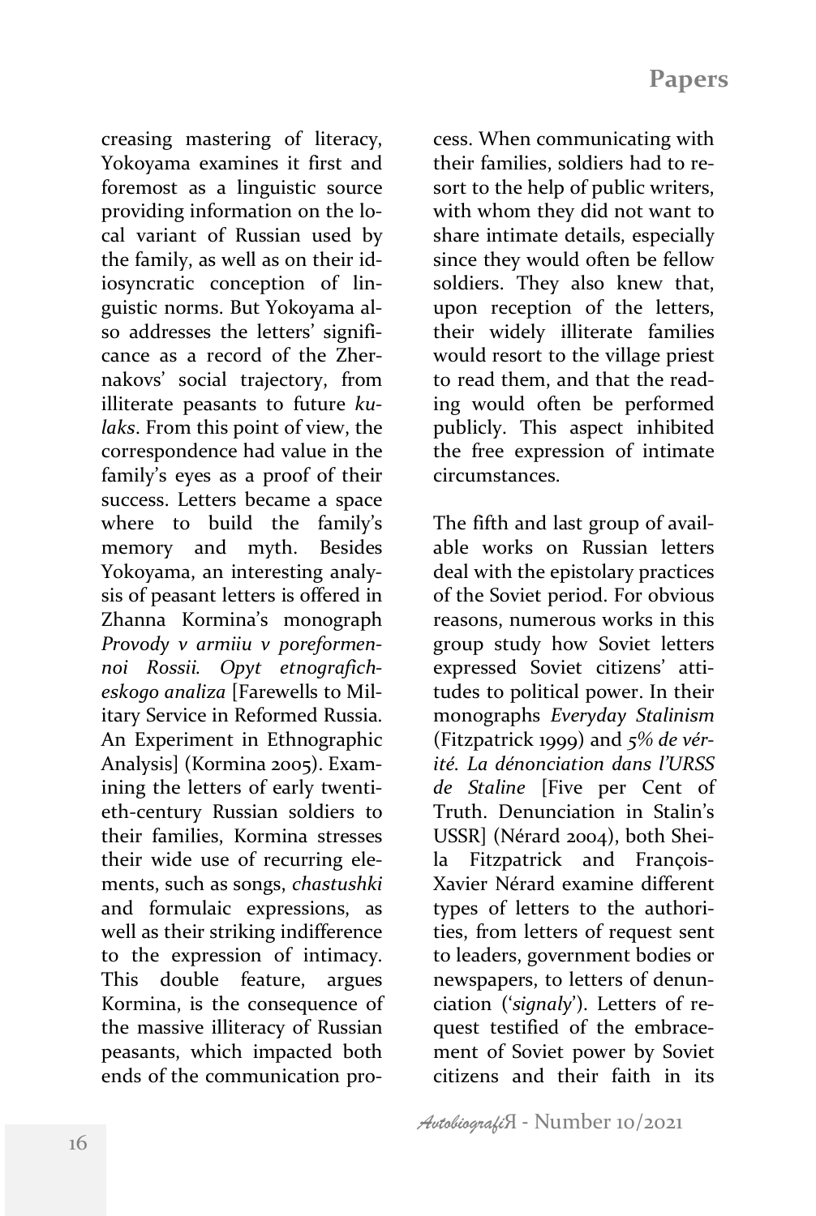creasing mastering of literacy, Yokoyama examines it first and foremost as a linguistic source providing information on the local variant of Russian used by the family, as well as on their idiosyncratic conception of linguistic norms. But Yokoyama also addresses the letters' significance as a record of the Zhernakovs' social trajectory, from illiterate peasants to future *kulaks*. From this point of view, the correspondence had value in the family's eyes as a proof of their success. Letters became a space where to build the family's memory and myth. Besides Yokoyama, an interesting analysis of peasant letters is offered in Zhanna Kormina's monograph *Provody v armiiu v poreformennoi Rossii. Opyt etnograficheskogo analiza* [Farewells to Military Service in Reformed Russia. An Experiment in Ethnographic Analysis] (Kormina 2005). Examining the letters of early twentieth-century Russian soldiers to their families, Kormina stresses their wide use of recurring elements, such as songs, *chastushki* and formulaic expressions, as well as their striking indifference to the expression of intimacy. This double feature, argues Kormina, is the consequence of the massive illiteracy of Russian peasants, which impacted both ends of the communication process. When communicating with their families, soldiers had to resort to the help of public writers, with whom they did not want to share intimate details, especially since they would often be fellow soldiers. They also knew that, upon reception of the letters, their widely illiterate families would resort to the village priest to read them, and that the reading would often be performed publicly. This aspect inhibited the free expression of intimate circumstances.

The fifth and last group of available works on Russian letters deal with the epistolary practices of the Soviet period. For obvious reasons, numerous works in this group study how Soviet letters expressed Soviet citizens' attitudes to political power. In their monographs *Everyday Stalinism* (Fitzpatrick 1999) and *5% de vérité. La dénonciation dans l'URSS de Staline* [Five per Cent of Truth. Denunciation in Stalin's USSR] (Nérard 2004), both Sheila Fitzpatrick and François-Xavier Nérard examine different types of letters to the authorities, from letters of request sent to leaders, government bodies or newspapers, to letters of denunciation ('*signaly*'). Letters of request testified of the embracement of Soviet power by Soviet citizens and their faith in its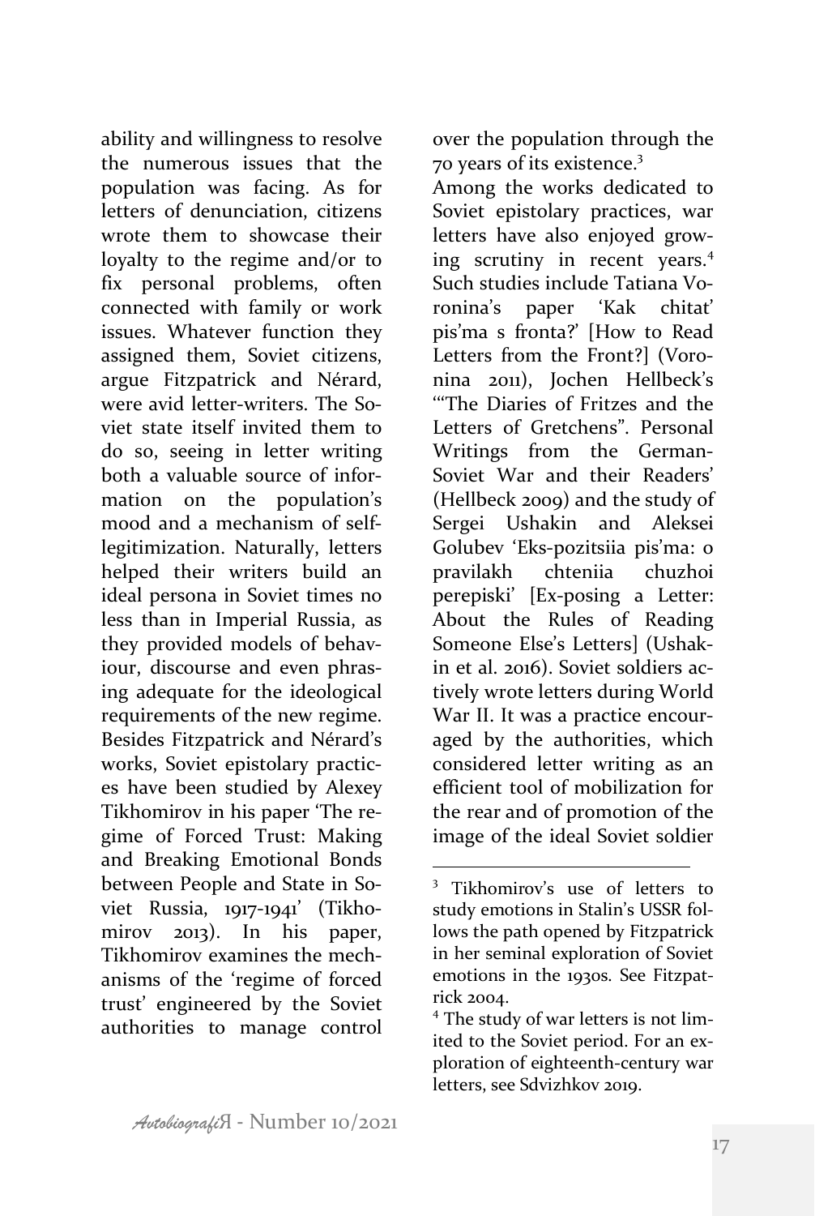ability and willingness to resolve the numerous issues that the population was facing. As for letters of denunciation, citizens wrote them to showcase their loyalty to the regime and/or to fix personal problems, often connected with family or work issues. Whatever function they assigned them, Soviet citizens, argue Fitzpatrick and Nérard, were avid letter-writers. The Soviet state itself invited them to do so, seeing in letter writing both a valuable source of information on the population's mood and a mechanism of self-legitimization. Naturally, letters helped their writers build an ideal persona in Soviet times no less than in Imperial Russia, as they provided models of behaviour, discourse and even phrasing adequate for the ideological requirements of the new regime. Besides Fitzpatrick and Nérard's works, Soviet epistolary practices have been studied by Alexey Tikhomirov in his paper 'The regime of Forced Trust: Making and Breaking Emotional Bonds between People and State in Soviet Russia, 1917-1941' (Tikhomirov 2013). In his paper, Tikhomirov examines the mechanisms of the 'regime of forced trust' engineered by the Soviet authorities to manage control over the population through the 70 years of its existence.[3]

Among the works dedicated to Soviet epistolary practices, war letters have also enjoyed growing scrutiny in recent years.[4] Such studies include Tatiana Voronina's paper 'Kak chitat' pis'ma s fronta?' [How to Read Letters from the Front?] (Voronina 2011), Jochen Hellbeck's '"The Diaries of Fritzes and the Letters of Gretchens". Personal Writings from the German-Soviet War and their Readers' (Hellbeck 2009) and the study of Sergei Ushakin and Aleksei Golubev 'Eks-pozitsiia pis'ma: o pravilakh chteniia chuzhoi perepiski' [Ex-posing a Letter: About the Rules of Reading Someone Else's Letters] (Ushakin et al. 2016). Soviet soldiers actively wrote letters during World War II. It was a practice encouraged by the authorities, which considered letter writing as an efficient tool of mobilization for the rear and of promotion of the image of the ideal Soviet soldier

---

[3] Tikhomirov's use of letters to study emotions in Stalin's USSR follows the path opened by Fitzpatrick in her seminal exploration of Soviet emotions in the 1930s. See Fitzpatrick 2004.

[4] The study of war letters is not limited to the Soviet period. For an exploration of eighteenth-century war letters, see Sdvizhkov 2019.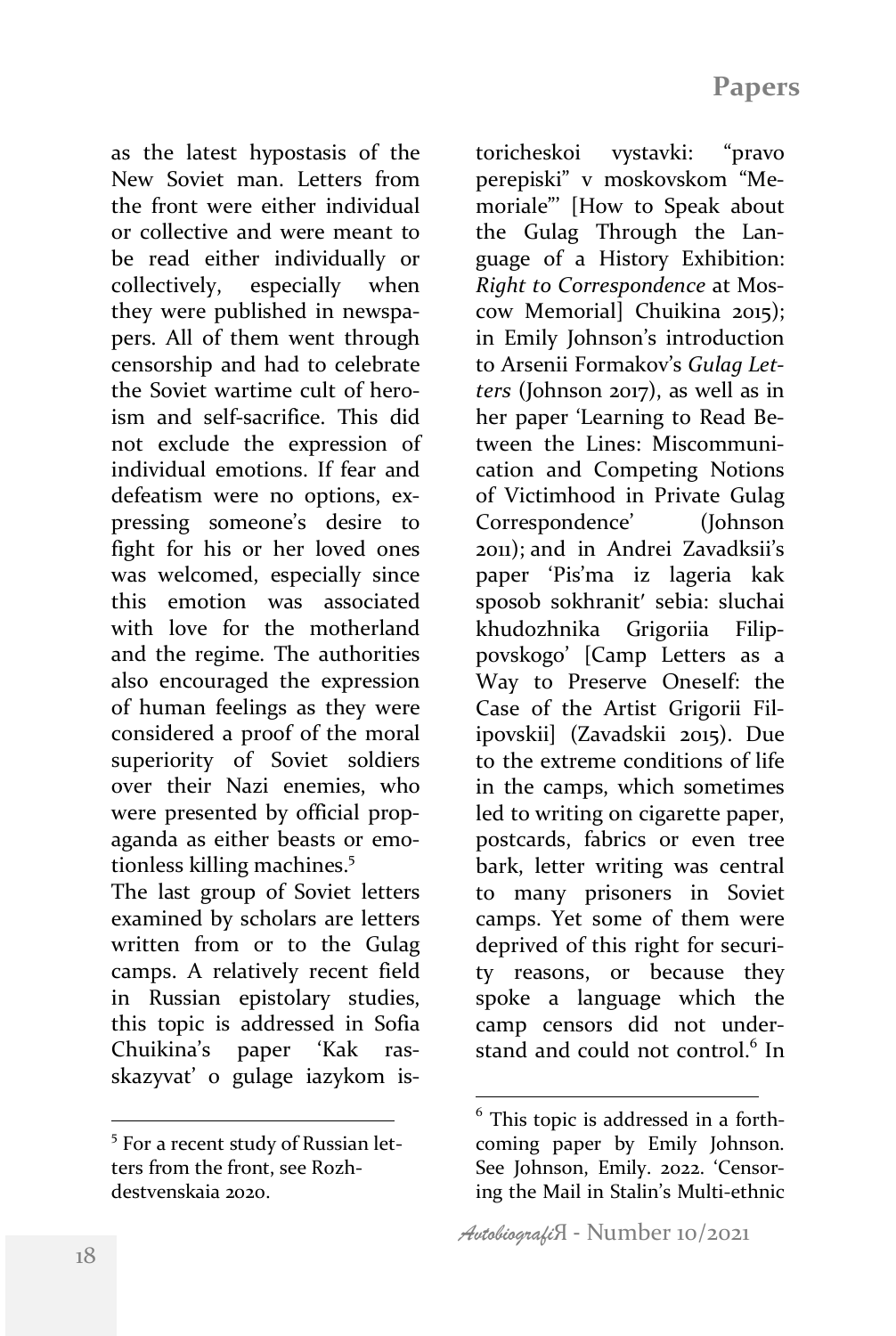as the latest hypostasis of the New Soviet man. Letters from the front were either individual or collective and were meant to be read either individually or collectively, especially when they were published in newspapers. All of them went through censorship and had to celebrate the Soviet wartime cult of heroism and self-sacrifice. This did not exclude the expression of individual emotions. If fear and defeatism were no options, expressing someone's desire to fight for his or her loved ones was welcomed, especially since this emotion was associated with love for the motherland and the regime. The authorities also encouraged the expression of human feelings as they were considered a proof of the moral superiority of Soviet soldiers over their Nazi enemies, who were presented by official propaganda as either beasts or emotionless killing machines.[5]

The last group of Soviet letters examined by scholars are letters written from or to the Gulag camps. A relatively recent field in Russian epistolary studies, this topic is addressed in Sofia Chuikina's paper 'Kak rasskazyvat' o gulage iazykom istoricheskoi vystavki: "pravo perepiski" v moskovskom "Memoriale"' [How to Speak about the Gulag Through the Language of a History Exhibition: *Right to Correspondence* at Moscow Memorial] Chuikina 2015); in Emily Johnson's introduction to Arsenii Formakov's *Gulag Letters* (Johnson 2017), as well as in her paper 'Learning to Read Between the Lines: Miscommunication and Competing Notions of Victimhood in Private Gulag Correspondence' (Johnson 2011); and in Andrei Zavadksii's paper 'Pis'ma iz lageria kak sposob sokhranit' sebia: sluchai khudozhnika Grigoriia Filippovskogo' [Camp Letters as a Way to Preserve Oneself: the Case of the Artist Grigorii Filipovskii] (Zavadskii 2015). Due to the extreme conditions of life in the camps, which sometimes led to writing on cigarette paper, postcards, fabrics or even tree bark, letter writing was central to many prisoners in Soviet camps. Yet some of them were deprived of this right for security reasons, or because they spoke a language which the camp censors did not understand and could not control.[6] In

---

[5] For a recent study of Russian letters from the front, see Rozhdestvenskaia 2020.

[6] This topic is addressed in a forthcoming paper by Emily Johnson. See Johnson, Emily. 2022. 'Censoring the Mail in Stalin's Multi-ethnic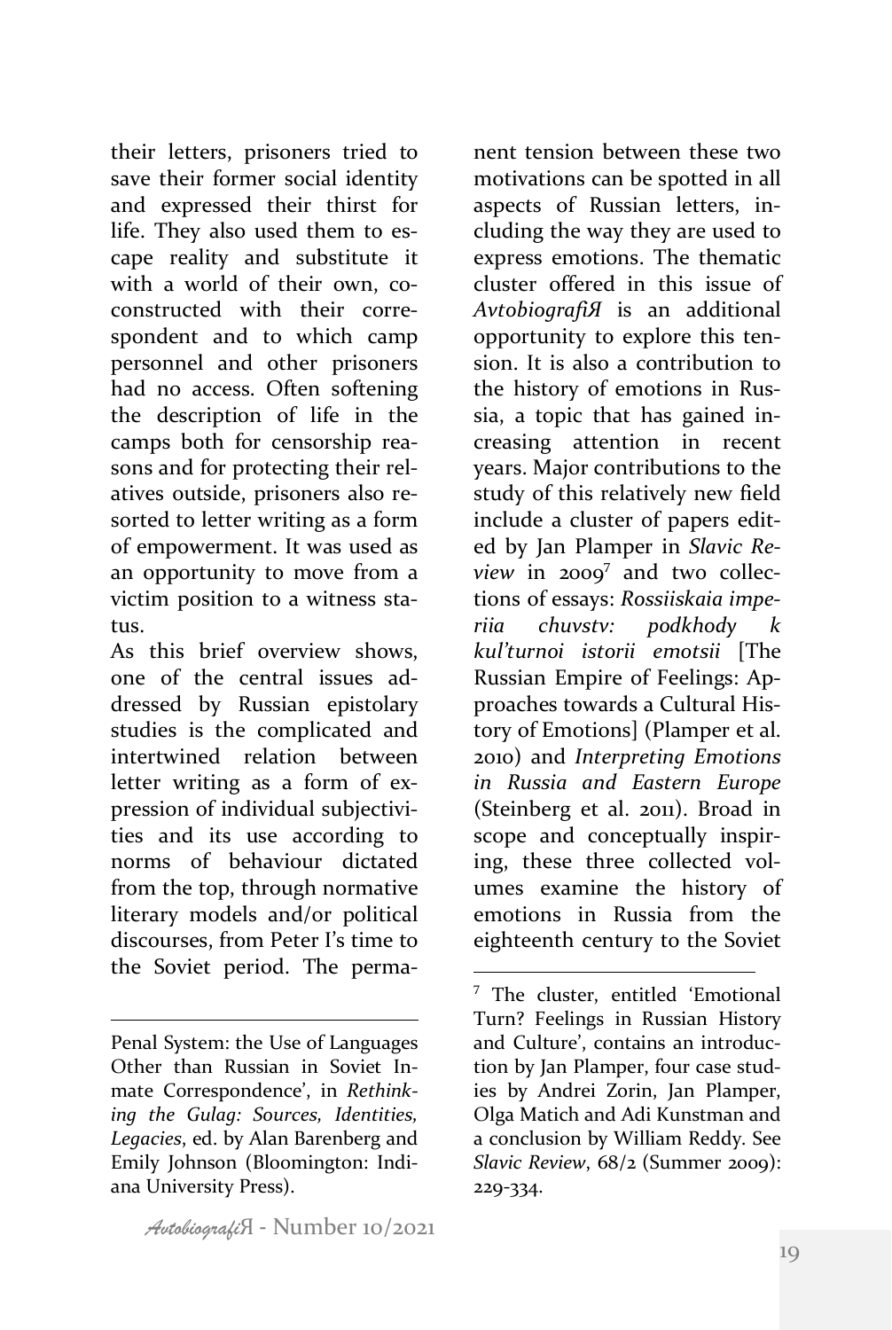their letters, prisoners tried to save their former social identity and expressed their thirst for life. They also used them to escape reality and substitute it with a world of their own, co-constructed with their correspondent and to which camp personnel and other prisoners had no access. Often softening the description of life in the camps both for censorship reasons and for protecting their relatives outside, prisoners also resorted to letter writing as a form of empowerment. It was used as an opportunity to move from a victim position to a witness status.

As this brief overview shows, one of the central issues addressed by Russian epistolary studies is the complicated and intertwined relation between letter writing as a form of expression of individual subjectivities and its use according to norms of behaviour dictated from the top, through normative literary models and/or political discourses, from Peter I's time to the Soviet period. The permanent tension between these two motivations can be spotted in all aspects of Russian letters, including the way they are used to express emotions. The thematic cluster offered in this issue of *AvtobiografiЯ* is an additional opportunity to explore this tension. It is also a contribution to the history of emotions in Russia, a topic that has gained increasing attention in recent years. Major contributions to the study of this relatively new field include a cluster of papers edited by Jan Plamper in *Slavic Review* in 2009[7] and two collections of essays: *Rossiiskaia imperiia chuvstv: podkhody k kul'turnoi istorii emotsii* [The Russian Empire of Feelings: Approaches towards a Cultural History of Emotions] (Plamper et al. 2010) and *Interpreting Emotions in Russia and Eastern Europe* (Steinberg et al. 2011). Broad in scope and conceptually inspiring, these three collected volumes examine the history of emotions in Russia from the eighteenth century to the Soviet

---

Penal System: the Use of Languages Other than Russian in Soviet Inmate Correspondence', in *Rethinking the Gulag: Sources, Identities, Legacies*, ed. by Alan Barenberg and Emily Johnson (Bloomington: Indiana University Press).

[7] The cluster, entitled 'Emotional Turn? Feelings in Russian History and Culture', contains an introduction by Jan Plamper, four case studies by Andrei Zorin, Jan Plamper, Olga Matich and Adi Kunstman and a conclusion by William Reddy. See *Slavic Review*, 68/2 (Summer 2009): 229-334.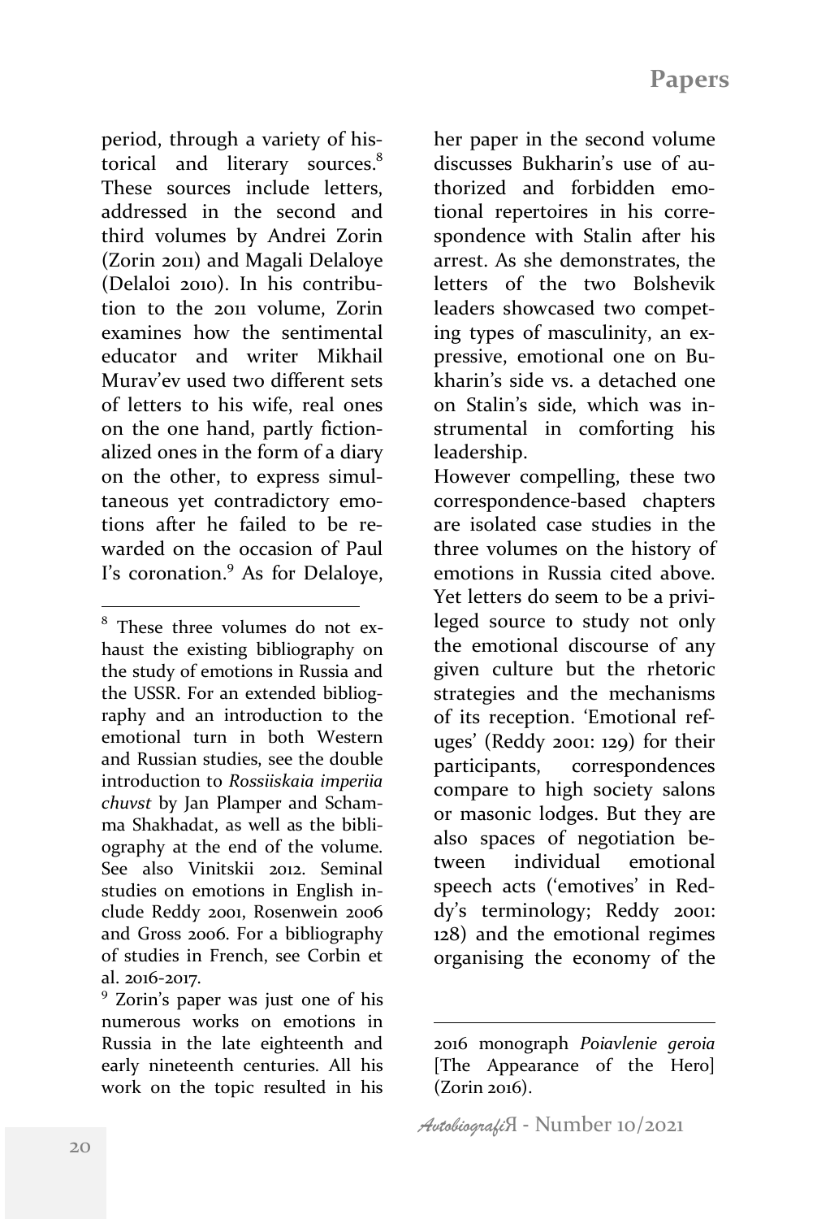period, through a variety of historical and literary sources.[8] These sources include letters, addressed in the second and third volumes by Andrei Zorin (Zorin 2011) and Magali Delaloye (Delaloi 2010). In his contribution to the 2011 volume, Zorin examines how the sentimental educator and writer Mikhail Murav'ev used two different sets of letters to his wife, real ones on the one hand, partly fictionalized ones in the form of a diary on the other, to express simultaneous yet contradictory emotions after he failed to be rewarded on the occasion of Paul I's coronation.[9] As for Delaloye, her paper in the second volume discusses Bukharin's use of authorized and forbidden emotional repertoires in his correspondence with Stalin after his arrest. As she demonstrates, the letters of the two Bolshevik leaders showcased two competing types of masculinity, an expressive, emotional one on Bukharin's side vs. a detached one on Stalin's side, which was instrumental in comforting his leadership.

However compelling, these two correspondence-based chapters are isolated case studies in the three volumes on the history of emotions in Russia cited above. Yet letters do seem to be a privileged source to study not only the emotional discourse of any given culture but the rhetoric strategies and the mechanisms of its reception. 'Emotional refuges' (Reddy 2001: 129) for their participants, correspondences compare to high society salons or masonic lodges. But they are also spaces of negotiation between individual emotional speech acts ('emotives' in Reddy's terminology; Reddy 2001: 128) and the emotional regimes organising the economy of the

---

[8] These three volumes do not exhaust the existing bibliography on the study of emotions in Russia and the USSR. For an extended bibliography and an introduction to the emotional turn in both Western and Russian studies, see the double introduction to *Rossiiskaia imperiia chuvst* by Jan Plamper and Schamma Shakhadat, as well as the bibliography at the end of the volume. See also Vinitskii 2012. Seminal studies on emotions in English include Reddy 2001, Rosenwein 2006 and Gross 2006. For a bibliography of studies in French, see Corbin et al. 2016-2017.

[9] Zorin's paper was just one of his numerous works on emotions in Russia in the late eighteenth and early nineteenth centuries. All his work on the topic resulted in his 2016 monograph *Poiavlenie geroia* [The Appearance of the Hero] (Zorin 2016).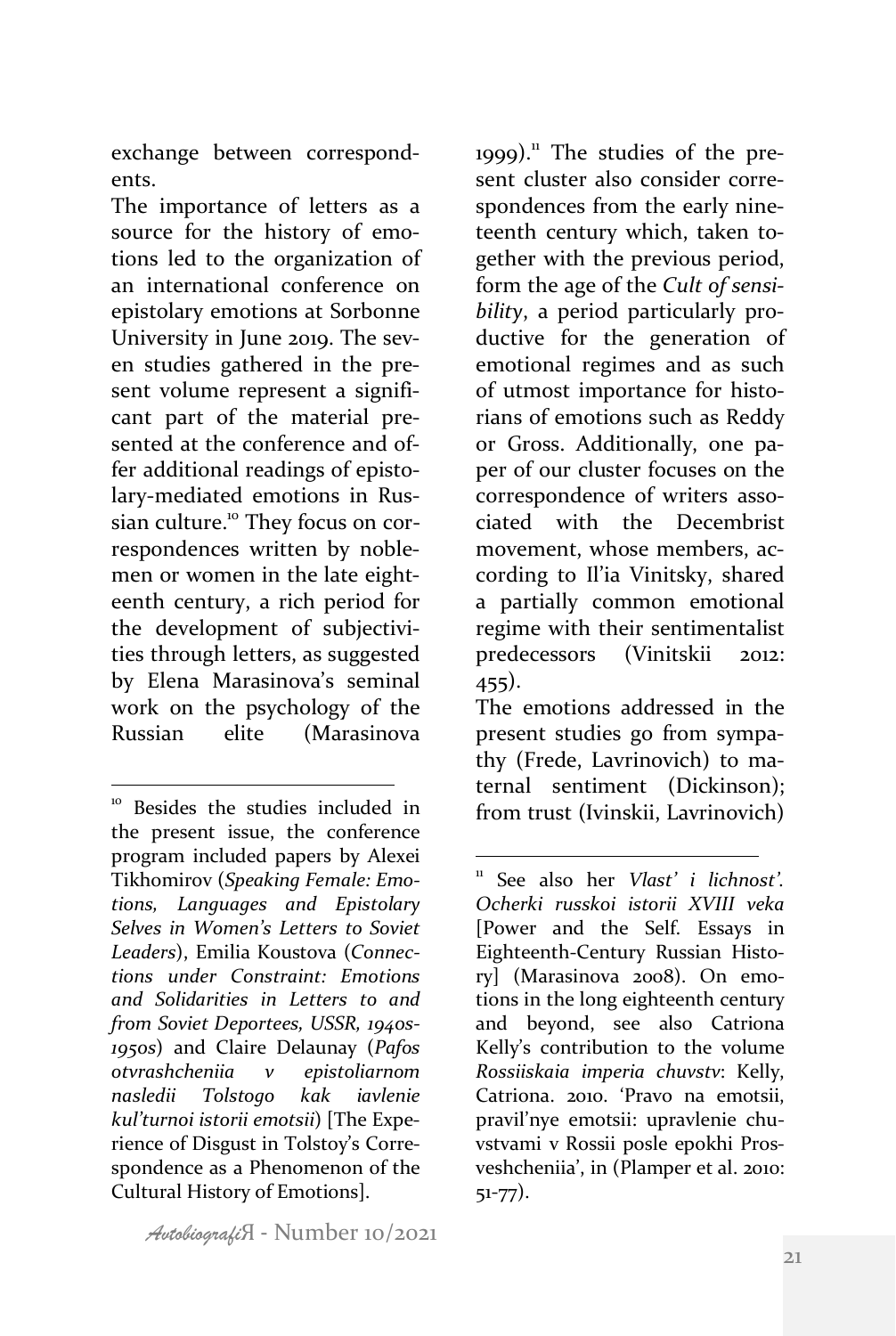exchange between correspondents.

The importance of letters as a source for the history of emotions led to the organization of an international conference on epistolary emotions at Sorbonne University in June 2019. The seven studies gathered in the present volume represent a significant part of the material presented at the conference and offer additional readings of epistolary-mediated emotions in Russian culture.[10] They focus on correspondences written by noblemen or women in the late eighteenth century, a rich period for the development of subjectivities through letters, as suggested by Elena Marasinova's seminal work on the psychology of the Russian elite (Marasinova 1999).[11] The studies of the present cluster also consider correspondences from the early nineteenth century which, taken together with the previous period, form the age of the *Cult of sensibility*, a period particularly productive for the generation of emotional regimes and as such of utmost importance for historians of emotions such as Reddy or Gross. Additionally, one paper of our cluster focuses on the correspondence of writers associated with the Decembrist movement, whose members, according to Il'ia Vinitsky, shared a partially common emotional regime with their sentimentalist predecessors (Vinitskii 2012: 455).

The emotions addressed in the present studies go from sympathy (Frede, Lavrinovich) to maternal sentiment (Dickinson); from trust (Ivinskii, Lavrinovich)

---

[10] Besides the studies included in the present issue, the conference program included papers by Alexei Tikhomirov (*Speaking Female: Emotions, Languages and Epistolary Selves in Women's Letters to Soviet Leaders*), Emilia Koustova (*Connections under Constraint: Emotions and Solidarities in Letters to and from Soviet Deportees, USSR, 1940s-1950s*) and Claire Delaunay (*Pafos otvrashcheniia v epistoliarnom nasledii Tolstogo kak iavlenie kul'turnoi istorii emotsii*) [The Experience of Disgust in Tolstoy's Correspondence as a Phenomenon of the Cultural History of Emotions].

[11] See also her *Vlast' i lichnost'. Ocherki russkoi istorii XVIII veka* [Power and the Self. Essays in Eighteenth-Century Russian History] (Marasinova 2008). On emotions in the long eighteenth century and beyond, see also Catriona Kelly's contribution to the volume *Rossiiskaia imperia chuvstv*: Kelly, Catriona. 2010. 'Pravo na emotsii, pravil'nye emotsii: upravlenie chuvstvami v Rossii posle epokhi Prosveshcheniia', in (Plamper et al. 2010: 51-77).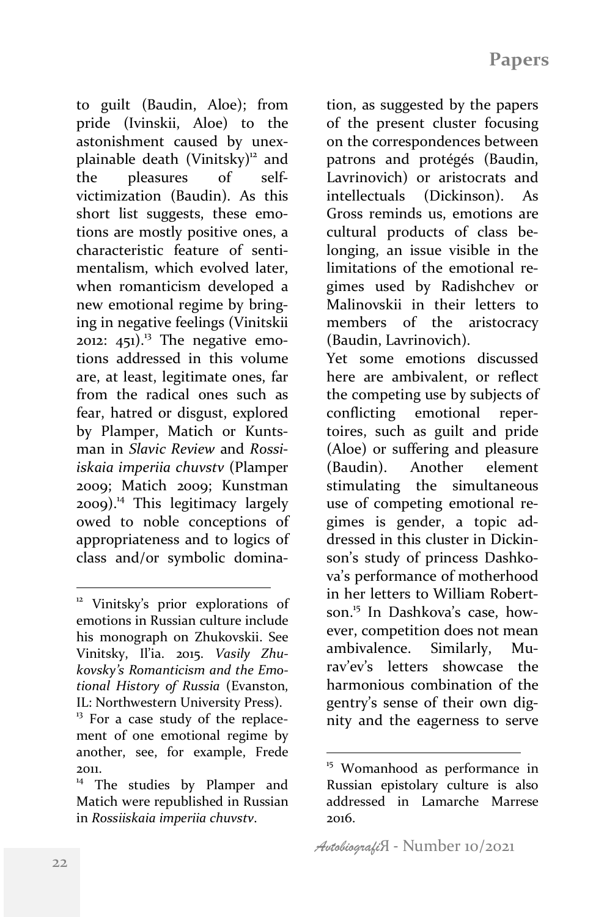to guilt (Baudin, Aloe); from pride (Ivinskii, Aloe) to the astonishment caused by unexplainable death (Vinitsky)[12] and the pleasures of self-victimization (Baudin). As this short list suggests, these emotions are mostly positive ones, a characteristic feature of sentimentalism, which evolved later, when romanticism developed a new emotional regime by bringing in negative feelings (Vinitskii 2012: 451).[13] The negative emotions addressed in this volume are, at least, legitimate ones, far from the radical ones such as fear, hatred or disgust, explored by Plamper, Matich or Kuntsman in *Slavic Review* and *Rossiiskaia imperiia chuvstv* (Plamper 2009; Matich 2009; Kunstman 2009).[14] This legitimacy largely owed to noble conceptions of appropriateness and to logics of class and/or symbolic domination, as suggested by the papers of the present cluster focusing on the correspondences between patrons and protégés (Baudin, Lavrinovich) or aristocrats and intellectuals (Dickinson). As Gross reminds us, emotions are cultural products of class belonging, an issue visible in the limitations of the emotional regimes used by Radishchev or Malinovskii in their letters to members of the aristocracy (Baudin, Lavrinovich).

Yet some emotions discussed here are ambivalent, or reflect the competing use by subjects of conflicting emotional repertoires, such as guilt and pride (Aloe) or suffering and pleasure (Baudin). Another element stimulating the simultaneous use of competing emotional regimes is gender, a topic addressed in this cluster in Dickinson's study of princess Dashkova's performance of motherhood in her letters to William Robertson.[15] In Dashkova's case, however, competition does not mean ambivalence. Similarly, Murav'ev's letters showcase the harmonious combination of the gentry's sense of their own dignity and the eagerness to serve

---

[12] Vinitsky's prior explorations of emotions in Russian culture include his monograph on Zhukovskii. See Vinitsky, Il'ia. 2015. *Vasily Zhukovsky's Romanticism and the Emotional History of Russia* (Evanston, IL: Northwestern University Press).

[13] For a case study of the replacement of one emotional regime by another, see, for example, Frede 2011.

[14] The studies by Plamper and Matich were republished in Russian in *Rossiiskaia imperiia chuvstv*.

[15] Womanhood as performance in Russian epistolary culture is also addressed in Lamarche Marrese 2016.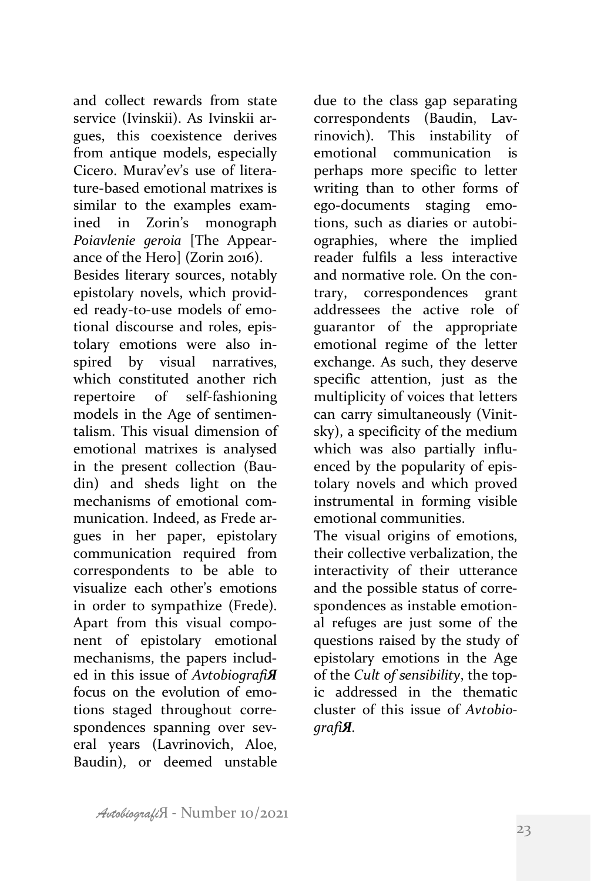and collect rewards from state service (Ivinskii). As Ivinskii argues, this coexistence derives from antique models, especially Cicero. Murav'ev's use of literature-based emotional matrixes is similar to the examples examined in Zorin's monograph *Poiavlenie geroia* [The Appearance of the Hero] (Zorin 2016).

Besides literary sources, notably epistolary novels, which provided ready-to-use models of emotional discourse and roles, epistolary emotions were also inspired by visual narratives, which constituted another rich repertoire of self-fashioning models in the Age of sentimentalism. This visual dimension of emotional matrixes is analysed in the present collection (Baudin) and sheds light on the mechanisms of emotional communication. Indeed, as Frede argues in her paper, epistolary communication required from correspondents to be able to visualize each other's emotions in order to sympathize (Frede). Apart from this visual component of epistolary emotional mechanisms, the papers included in this issue of ***AvtobiografiЯ*** focus on the evolution of emotions staged throughout correspondences spanning over several years (Lavrinovich, Aloe, Baudin), or deemed unstable due to the class gap separating correspondents (Baudin, Lavrinovich). This instability of emotional communication is perhaps more specific to letter writing than to other forms of ego-documents staging emotions, such as diaries or autobiographies, where the implied reader fulfils a less interactive and normative role. On the contrary, correspondences grant addressees the active role of guarantor of the appropriate emotional regime of the letter exchange. As such, they deserve specific attention, just as the multiplicity of voices that letters can carry simultaneously (Vinitsky), a specificity of the medium which was also partially influenced by the popularity of epistolary novels and which proved instrumental in forming visible emotional communities.

The visual origins of emotions, their collective verbalization, the interactivity of their utterance and the possible status of correspondences as instable emotional refuges are just some of the questions raised by the study of epistolary emotions in the Age of the *Cult of sensibility*, the topic addressed in the thematic cluster of this issue of ***AvtobiografiЯ***.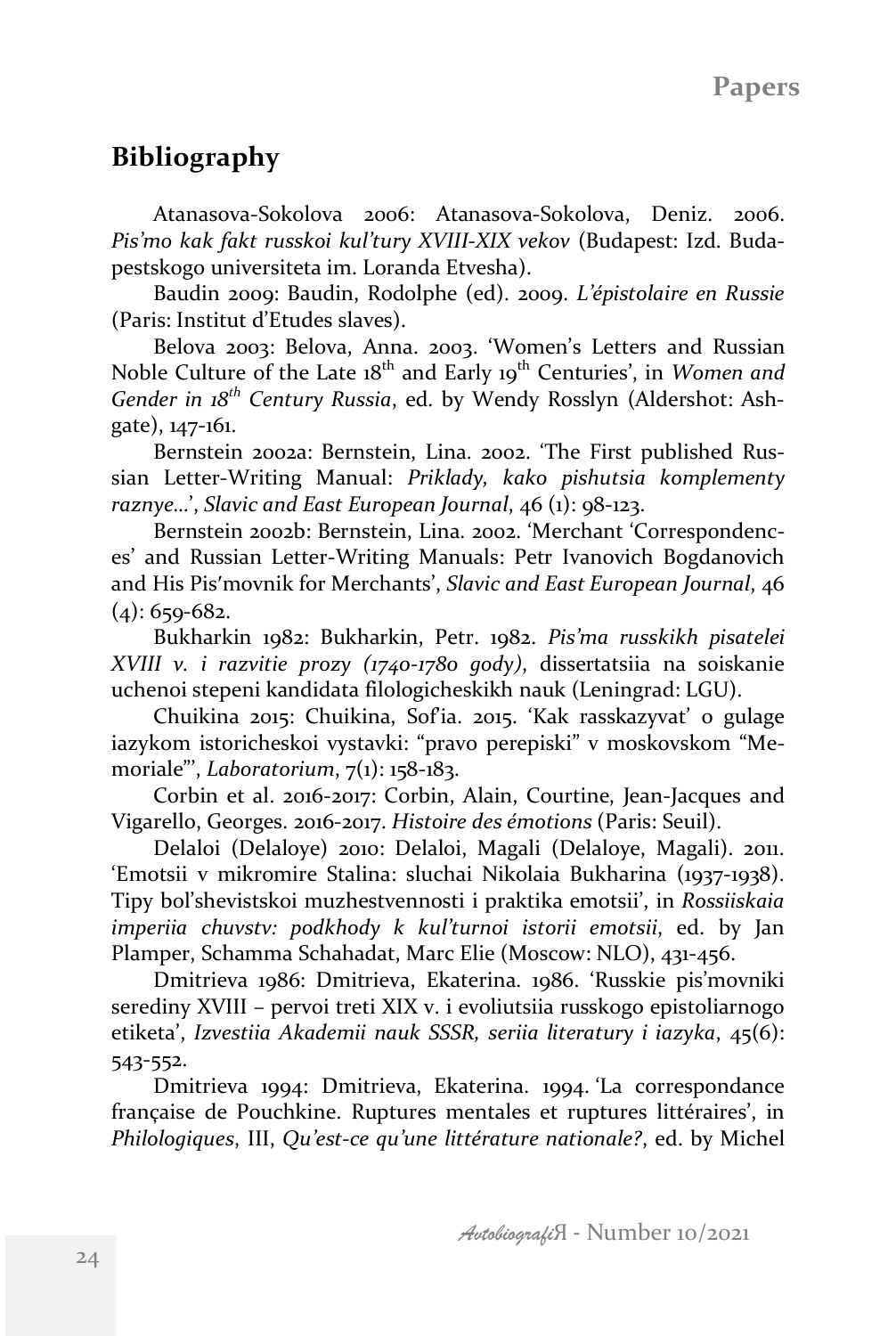## Bibliography

Atanasova-Sokolova 2006: Atanasova-Sokolova, Deniz. 2006. *Pis'mo kak fakt russkoi kul'tury XVIII-XIX vekov* (Budapest: Izd. Budapestskogo universiteta im. Loranda Etvesha).

Baudin 2009: Baudin, Rodolphe (ed). 2009. *L'épistolaire en Russie* (Paris: Institut d'Etudes slaves).

Belova 2003: Belova, Anna. 2003. 'Women's Letters and Russian Noble Culture of the Late 18th and Early 19th Centuries', in *Women and Gender in 18th Century Russia*, ed. by Wendy Rosslyn (Aldershot: Ashgate), 147-161.

Bernstein 2002a: Bernstein, Lina. 2002. 'The First published Russian Letter-Writing Manual: *Priklady, kako pishutsia komplementy raznye...*', *Slavic and East European Journal*, 46 (1): 98-123.

Bernstein 2002b: Bernstein, Lina. 2002. 'Merchant 'Correspondences' and Russian Letter-Writing Manuals: Petr Ivanovich Bogdanovich and His Pis'movnik for Merchants', *Slavic and East European Journal*, 46 (4): 659-682.

Bukharkin 1982: Bukharkin, Petr. 1982. *Pis'ma russkikh pisatelei XVIII v. i razvitie prozy (1740-1780 gody)*, dissertatsiia na soiskanie uchenoi stepeni kandidata filologicheskikh nauk (Leningrad: LGU).

Chuikina 2015: Chuikina, Sof'ia. 2015. 'Kak rasskazyvat' o gulage iazykom istoricheskoi vystavki: "pravo perepiski" v moskovskom "Memoriale"', *Laboratorium*, 7(1): 158-183.

Corbin et al. 2016-2017: Corbin, Alain, Courtine, Jean-Jacques and Vigarello, Georges. 2016-2017. *Histoire des émotions* (Paris: Seuil).

Delaloi (Delaloye) 2010: Delaloi, Magali (Delaloye, Magali). 2011. 'Emotsii v mikromire Stalina: sluchai Nikolaia Bukharina (1937-1938). Tipy bol'shevistskoi muzhestvennosti i praktika emotsii', in *Rossiiskaia imperiia chuvstv: podkhody k kul'turnoi istorii emotsii*, ed. by Jan Plamper, Schamma Schahadat, Marc Elie (Moscow: NLO), 431-456.

Dmitrieva 1986: Dmitrieva, Ekaterina. 1986. 'Russkie pis'movniki serediny XVIII – pervoi treti XIX v. i evoliutsiia russkogo epistoliarnogo etiketa', *Izvestiia Akademii nauk SSSR, seriia literatury i iazyka*, 45(6): 543-552.

Dmitrieva 1994: Dmitrieva, Ekaterina. 1994. 'La correspondance française de Pouchkine. Ruptures mentales et ruptures littéraires', in *Philologiques*, III, *Qu'est-ce qu'une littérature nationale?*, ed. by Michel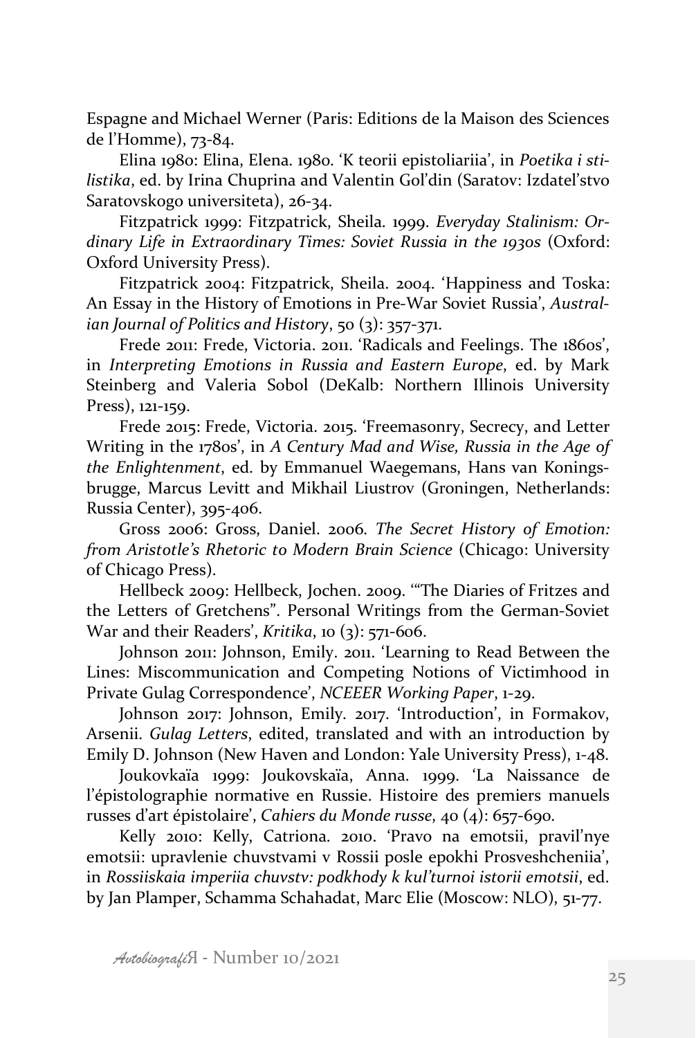Espagne and Michael Werner (Paris: Editions de la Maison des Sciences de l'Homme), 73-84.

Elina 1980: Elina, Elena. 1980. 'K teorii epistoliariia', in *Poetika i stilistika*, ed. by Irina Chuprina and Valentin Gol'din (Saratov: Izdatel'stvo Saratovskogo universiteta), 26-34.

Fitzpatrick 1999: Fitzpatrick, Sheila. 1999. *Everyday Stalinism: Ordinary Life in Extraordinary Times: Soviet Russia in the 1930s* (Oxford: Oxford University Press).

Fitzpatrick 2004: Fitzpatrick, Sheila. 2004. 'Happiness and Toska: An Essay in the History of Emotions in Pre-War Soviet Russia', *Australian Journal of Politics and History*, 50 (3): 357-371.

Frede 2011: Frede, Victoria. 2011. 'Radicals and Feelings. The 1860s', in *Interpreting Emotions in Russia and Eastern Europe*, ed. by Mark Steinberg and Valeria Sobol (DeKalb: Northern Illinois University Press), 121-159.

Frede 2015: Frede, Victoria. 2015. 'Freemasonry, Secrecy, and Letter Writing in the 1780s', in *A Century Mad and Wise, Russia in the Age of the Enlightenment*, ed. by Emmanuel Waegemans, Hans van Koningsbrugge, Marcus Levitt and Mikhail Liustrov (Groningen, Netherlands: Russia Center), 395-406.

Gross 2006: Gross, Daniel. 2006. *The Secret History of Emotion: from Aristotle's Rhetoric to Modern Brain Science* (Chicago: University of Chicago Press).

Hellbeck 2009: Hellbeck, Jochen. 2009. '"The Diaries of Fritzes and the Letters of Gretchens". Personal Writings from the German-Soviet War and their Readers', *Kritika*, 10 (3): 571-606.

Johnson 2011: Johnson, Emily. 2011. 'Learning to Read Between the Lines: Miscommunication and Competing Notions of Victimhood in Private Gulag Correspondence', *NCEEER Working Paper*, 1-29.

Johnson 2017: Johnson, Emily. 2017. 'Introduction', in Formakov, Arsenii. *Gulag Letters*, edited, translated and with an introduction by Emily D. Johnson (New Haven and London: Yale University Press), 1-48.

Joukovkaïa 1999: Joukovskaïa, Anna. 1999. 'La Naissance de l'épistolographie normative en Russie. Histoire des premiers manuels russes d'art épistolaire', *Cahiers du Monde russe*, 40 (4): 657-690.

Kelly 2010: Kelly, Catriona. 2010. 'Pravo na emotsii, pravil'nye emotsii: upravlenie chuvstvami v Rossii posle epokhi Prosveshcheniia', in *Rossiiskaia imperiia chuvstv: podkhody k kul'turnoi istorii emotsii*, ed. by Jan Plamper, Schamma Schahadat, Marc Elie (Moscow: NLO), 51-77.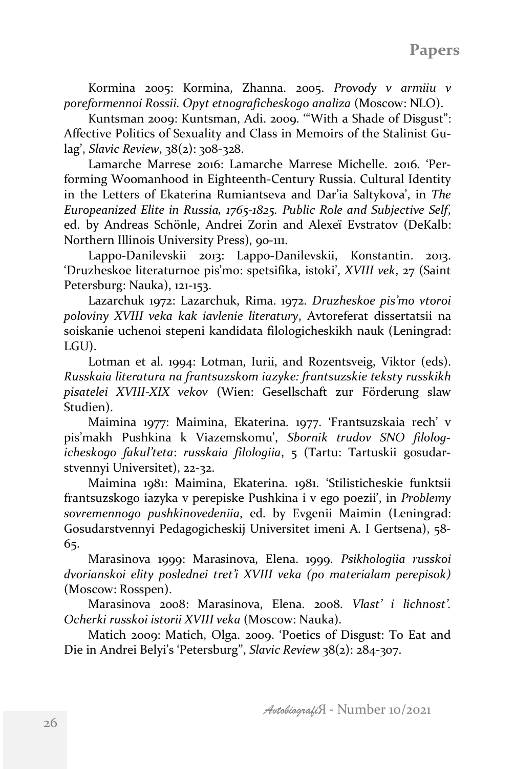Kormina 2005: Kormina, Zhanna. 2005. *Provody v armiiu v poreformennoi Rossii. Opyt etnograficheskogo analiza* (Moscow: NLO).

Kuntsman 2009: Kuntsman, Adi. 2009. '"With a Shade of Disgust": Affective Politics of Sexuality and Class in Memoirs of the Stalinist Gulag', *Slavic Review*, 38(2): 308-328.

Lamarche Marrese 2016: Lamarche Marrese Michelle. 2016. 'Performing Woomanhood in Eighteenth-Century Russia. Cultural Identity in the Letters of Ekaterina Rumiantseva and Dar'ia Saltykova', in *The Europeanized Elite in Russia, 1765-1825. Public Role and Subjective Self*, ed. by Andreas Schönle, Andrei Zorin and Alexeï Evstratov (DeKalb: Northern Illinois University Press), 90-111.

Lappo-Danilevskii 2013: Lappo-Danilevskii, Konstantin. 2013. 'Druzheskoe literaturnoe pis'mo: spetsifika, istoki', *XVIII vek*, 27 (Saint Petersburg: Nauka), 121-153.

Lazarchuk 1972: Lazarchuk, Rima. 1972. *Druzheskoe pis'mo vtoroi poloviny XVIII veka kak iavlenie literatury*, Avtoreferat dissertatsii na soiskanie uchenoi stepeni kandidata filologicheskikh nauk (Leningrad: LGU).

Lotman et al. 1994: Lotman, Iurii, and Rozentsveig, Viktor (eds). *Russkaia literatura na frantsuzskom iazyke: frantsuzskie teksty russkikh pisatelei XVIII-XIX vekov* (Wien: Gesellschaft zur Förderung slaw Studien).

Maimina 1977: Maimina, Ekaterina. 1977. 'Frantsuzskaia rech' v pis'makh Pushkina k Viazemskomu', *Sbornik trudov SNO filologicheskogo fakul'teta*: *russkaia filologiia*, 5 (Tartu: Tartuskii gosudarstvennyi Universitet), 22-32.

Maimina 1981: Maimina, Ekaterina. 1981. 'Stilisticheskie funktsii frantsuzskogo iazyka v perepiske Pushkina i v ego poezii', in *Problemy sovremennogo pushkinovedeniia*, ed. by Evgenii Maimin (Leningrad: Gosudarstvennyi Pedagogicheskij Universitet imeni A. I Gertsena), 58-65.

Marasinova 1999: Marasinova, Elena. 1999. *Psikhologiia russkoi dvorianskoi elity poslednei tret'i XVIII veka (po materialam perepisok)* (Moscow: Rosspen).

Marasinova 2008: Marasinova, Elena. 2008. *Vlast' i lichnost'. Ocherki russkoi istorii XVIII veka* (Moscow: Nauka).

Matich 2009: Matich, Olga. 2009. 'Poetics of Disgust: To Eat and Die in Andrei Belyi's 'Petersburg'', *Slavic Review* 38(2): 284-307.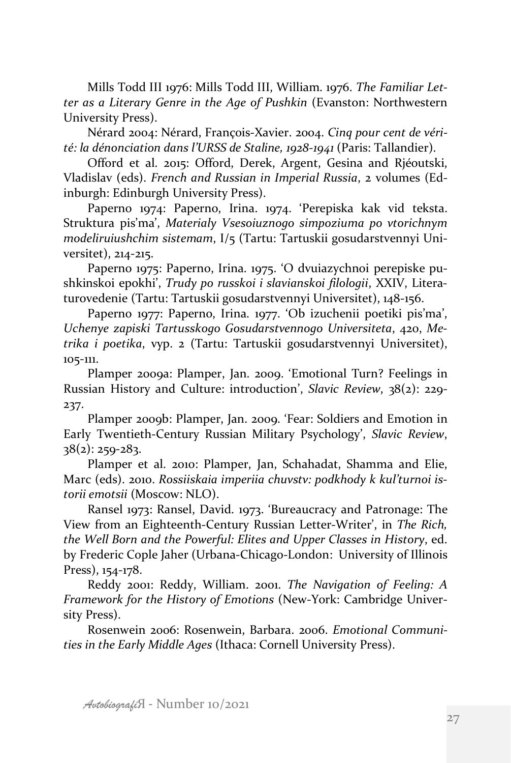Mills Todd III 1976: Mills Todd III, William. 1976. *The Familiar Letter as a Literary Genre in the Age of Pushkin* (Evanston: Northwestern University Press).

Nérard 2004: Nérard, François-Xavier. 2004. *Cinq pour cent de vérité: la dénonciation dans l'URSS de Staline, 1928-1941* (Paris: Tallandier).

Offord et al. 2015: Offord, Derek, Argent, Gesina and Rjéoutski, Vladislav (eds). *French and Russian in Imperial Russia*, 2 volumes (Edinburgh: Edinburgh University Press).

Paperno 1974: Paperno, Irina. 1974. 'Perepiska kak vid teksta. Struktura pis'ma', *Materialy Vsesoiuznogo simpoziuma po vtorichnym modeliruiushchim sistemam*, I/5 (Tartu: Tartuskii gosudarstvennyi Universitet), 214-215.

Paperno 1975: Paperno, Irina. 1975. 'O dvuiazychnoi perepiske pushkinskoi epokhi', *Trudy po russkoi i slavianskoi filologii*, XXIV, Literaturovedenie (Tartu: Tartuskii gosudarstvennyi Universitet), 148-156.

Paperno 1977: Paperno, Irina. 1977. 'Ob izuchenii poetiki pis'ma', *Uchenye zapiski Tartusskogo Gosudarstvennogo Universiteta*, 420, *Metrika i poetika*, vyp. 2 (Tartu: Tartuskii gosudarstvennyi Universitet), 105-111.

Plamper 2009a: Plamper, Jan. 2009. 'Emotional Turn? Feelings in Russian History and Culture: introduction', *Slavic Review*, 38(2): 229-237.

Plamper 2009b: Plamper, Jan. 2009. 'Fear: Soldiers and Emotion in Early Twentieth-Century Russian Military Psychology', *Slavic Review*, 38(2): 259-283.

Plamper et al. 2010: Plamper, Jan, Schahadat, Shamma and Elie, Marc (eds). 2010. *Rossiiskaia imperiia chuvstv: podkhody k kul'turnoi istorii emotsii* (Moscow: NLO).

Ransel 1973: Ransel, David. 1973. 'Bureaucracy and Patronage: The View from an Eighteenth-Century Russian Letter-Writer', in *The Rich, the Well Born and the Powerful: Elites and Upper Classes in History*, ed. by Frederic Cople Jaher (Urbana-Chicago-London: University of Illinois Press), 154-178.

Reddy 2001: Reddy, William. 2001. *The Navigation of Feeling: A Framework for the History of Emotions* (New-York: Cambridge University Press).

Rosenwein 2006: Rosenwein, Barbara. 2006. *Emotional Communities in the Early Middle Ages* (Ithaca: Cornell University Press).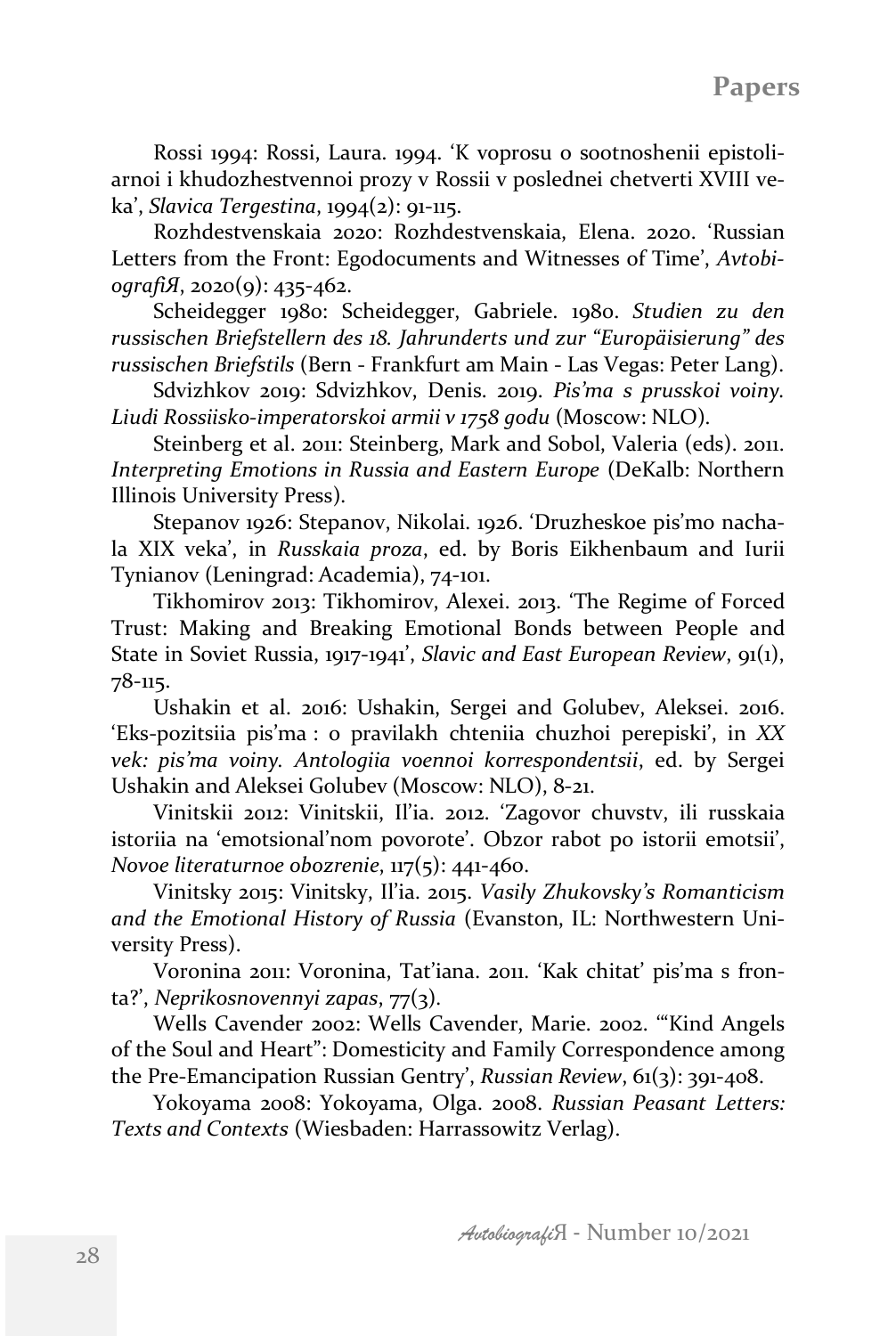Rossi 1994: Rossi, Laura. 1994. 'K voprosu o sootnoshenii epistoliarnoi i khudozhestvennoi prozy v Rossii v poslednei chetverti XVIII veka', *Slavica Tergestina*, 1994(2): 91-115.

Rozhdestvenskaia 2020: Rozhdestvenskaia, Elena. 2020. 'Russian Letters from the Front: Egodocuments and Witnesses of Time', *AvtobiografiЯ*, 2020(9): 435-462.

Scheidegger 1980: Scheidegger, Gabriele. 1980. *Studien zu den russischen Briefstellern des 18. Jahrunderts und zur "Europäisierung" des russischen Briefstils* (Bern - Frankfurt am Main - Las Vegas: Peter Lang).

Sdvizhkov 2019: Sdvizhkov, Denis. 2019. *Pis'ma s prusskoi voiny. Liudi Rossiisko-imperatorskoi armii v 1758 godu* (Moscow: NLO).

Steinberg et al. 2011: Steinberg, Mark and Sobol, Valeria (eds). 2011. *Interpreting Emotions in Russia and Eastern Europe* (DeKalb: Northern Illinois University Press).

Stepanov 1926: Stepanov, Nikolai. 1926. 'Druzheskoe pis'mo nachala XIX veka', in *Russkaia proza*, ed. by Boris Eikhenbaum and Iurii Tynianov (Leningrad: Academia), 74-101.

Tikhomirov 2013: Tikhomirov, Alexei. 2013. 'The Regime of Forced Trust: Making and Breaking Emotional Bonds between People and State in Soviet Russia, 1917-1941', *Slavic and East European Review*, 91(1), 78-115.

Ushakin et al. 2016: Ushakin, Sergei and Golubev, Aleksei. 2016. 'Eks-pozitsiia pis'ma : o pravilakh chteniia chuzhoi perepiski', in *XX vek: pis'ma voiny. Antologiia voennoi korrespondentsii*, ed. by Sergei Ushakin and Aleksei Golubev (Moscow: NLO), 8-21.

Vinitskii 2012: Vinitskii, Il'ia. 2012. 'Zagovor chuvstv, ili russkaia istoriia na 'emotsional'nom povorote'. Obzor rabot po istorii emotsii', *Novoe literaturnoe obozrenie*, 117(5): 441-460.

Vinitsky 2015: Vinitsky, Il'ia. 2015. *Vasily Zhukovsky's Romanticism and the Emotional History of Russia* (Evanston, IL: Northwestern University Press).

Voronina 2011: Voronina, Tat'iana. 2011. 'Kak chitat' pis'ma s fronta?', *Neprikosnovennyi zapas*, 77(3).

Wells Cavender 2002: Wells Cavender, Marie. 2002. '"Kind Angels of the Soul and Heart": Domesticity and Family Correspondence among the Pre-Emancipation Russian Gentry', *Russian Review*, 61(3): 391-408.

Yokoyama 2008: Yokoyama, Olga. 2008. *Russian Peasant Letters: Texts and Contexts* (Wiesbaden: Harrassowitz Verlag).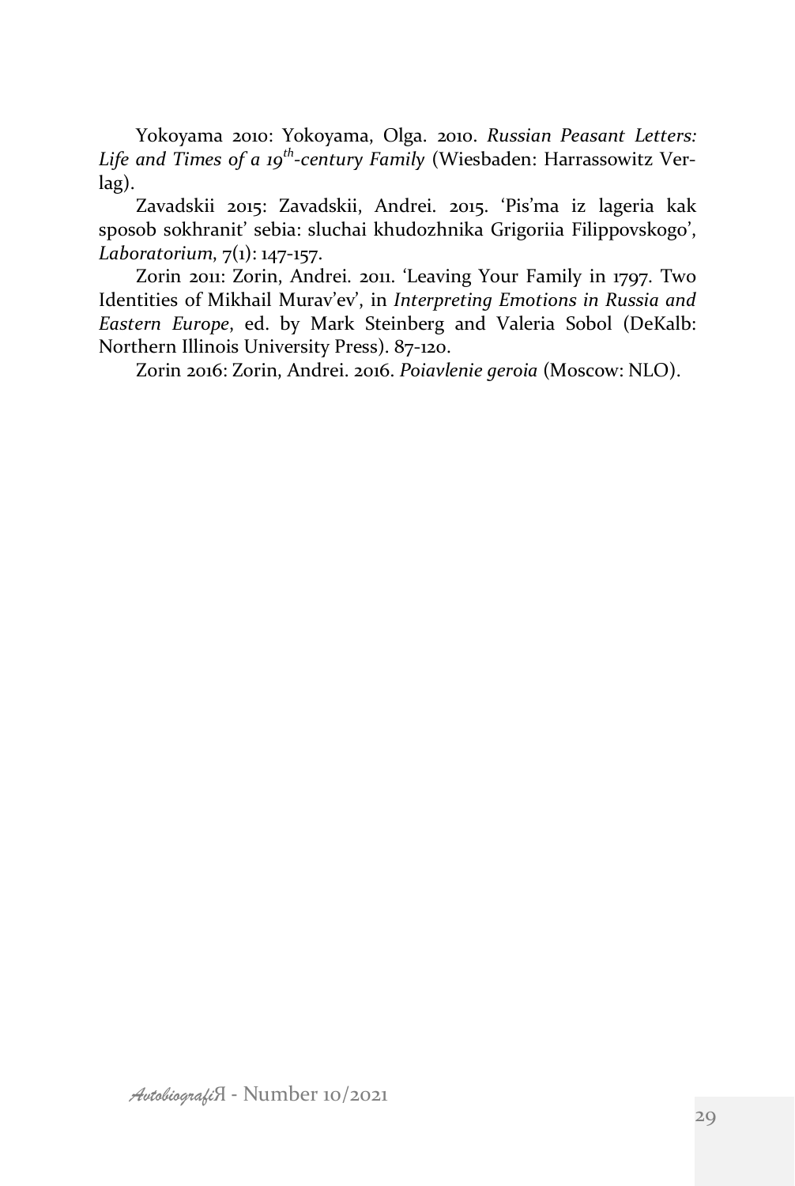Yokoyama 2010: Yokoyama, Olga. 2010. *Russian Peasant Letters: Life and Times of a 19$^{th}$-century Family* (Wiesbaden: Harrassowitz Verlag).

Zavadskii 2015: Zavadskii, Andrei. 2015. 'Pis'ma iz lageria kak sposob sokhranit' sebia: sluchai khudozhnika Grigoriia Filippovskogo', *Laboratorium*, 7(1): 147-157.

Zorin 2011: Zorin, Andrei. 2011. 'Leaving Your Family in 1797. Two Identities of Mikhail Murav'ev', in *Interpreting Emotions in Russia and Eastern Europe*, ed. by Mark Steinberg and Valeria Sobol (DeKalb: Northern Illinois University Press). 87-120.

Zorin 2016: Zorin, Andrei. 2016. *Poiavlenie geroia* (Moscow: NLO).